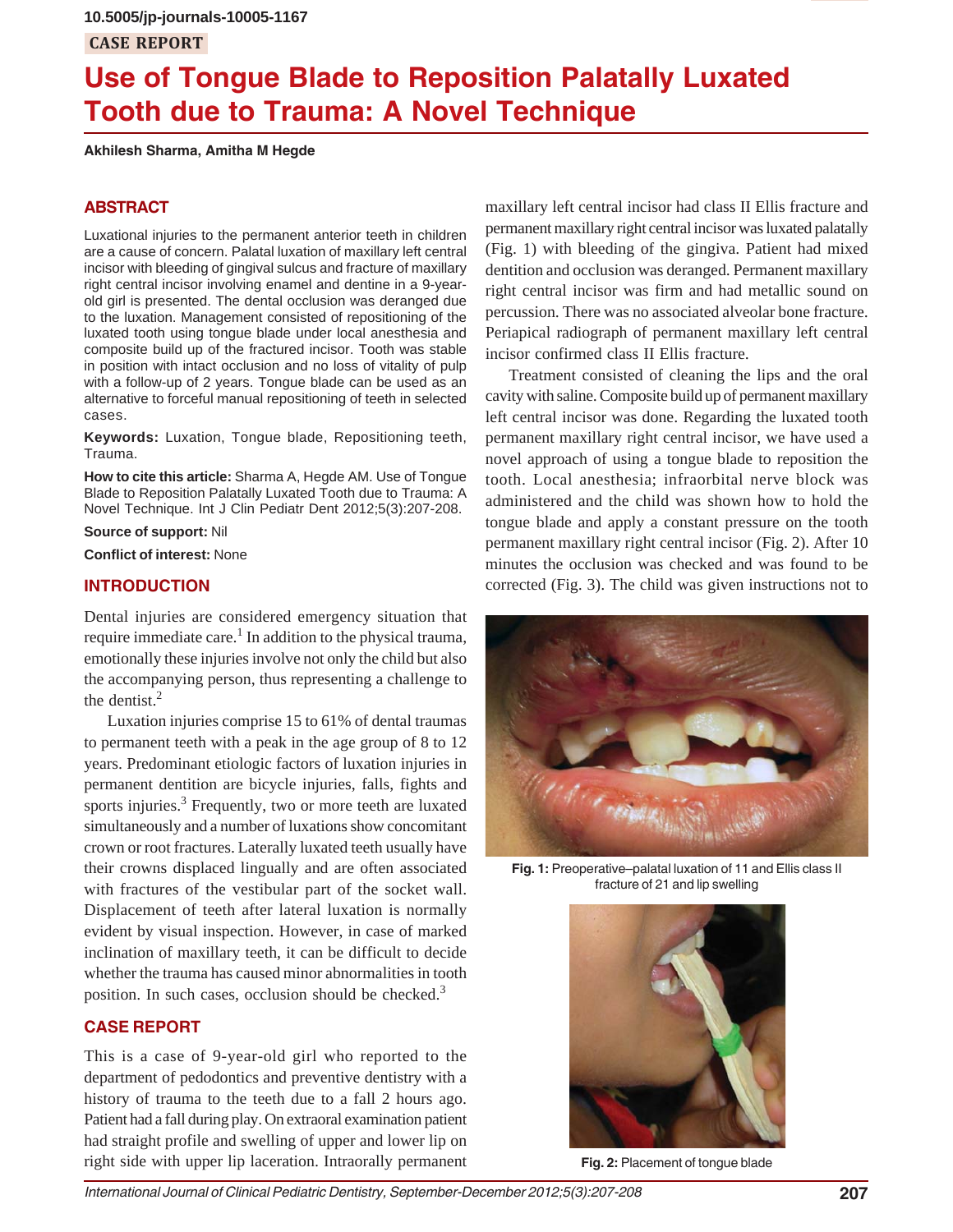10.5005/jp-journals-10005-1167

CASE REPORT

# Use of Tongue Blade to Reposition Palatally Luxated Tooth due to Trauma: A Novel Technique

**Akhilesh Sharma, Amitha M Hegde**

## ABSTRACT

Luxational injuries to the permanent anterior teeth in children are a cause of concern. Palatal luxation of maxillary left central incisor with bleeding of gingival sulcus and fracture of maxillary right central incisor involving enamel and dentine in a 9-year-old girl is presented. The dental occlusion was deranged due to the luxation. Management consisted of repositioning of the luxated tooth using tongue blade under local anesthesia and composite build up of the fractured incisor. Tooth was stable in position with intact occlusion and no loss of vitality of pulp with a follow-up of 2 years. Tongue blade can be used as an alternative to forceful manual repositioning of teeth in selected cases.

**Keywords:** Luxation, Tongue blade, Repositioning teeth, Trauma.

**How to cite this article:** Sharma A, Hegde AM. Use of Tongue Blade to Reposition Palatally Luxated Tooth due to Trauma: A Novel Technique. Int J Clin Pediatr Dent 2012;5(3):207-208.

**Source of support:** Nil

**Conflict of interest:** None

## INTRODUCTION

Dental injuries are considered emergency situation that require immediate care.[1] In addition to the physical trauma, emotionally these injuries involve not only the child but also the accompanying person, thus representing a challenge to the dentist.[2]

Luxation injuries comprise 15 to 61% of dental traumas to permanent teeth with a peak in the age group of 8 to 12 years. Predominant etiologic factors of luxation injuries in permanent dentition are bicycle injuries, falls, fights and sports injuries.[3] Frequently, two or more teeth are luxated simultaneously and a number of luxations show concomitant crown or root fractures. Laterally luxated teeth usually have their crowns displaced lingually and are often associated with fractures of the vestibular part of the socket wall. Displacement of teeth after lateral luxation is normally evident by visual inspection. However, in case of marked inclination of maxillary teeth, it can be difficult to decide whether the trauma has caused minor abnormalities in tooth position. In such cases, occlusion should be checked.[3]

## CASE REPORT

This is a case of 9-year-old girl who reported to the department of pedodontics and preventive dentistry with a history of trauma to the teeth due to a fall 2 hours ago. Patient had a fall during play. On extraoral examination patient had straight profile and swelling of upper and lower lip on right side with upper lip laceration. Intraorally permanent maxillary left central incisor had class II Ellis fracture and permanent maxillary right central incisor was luxated palatally (Fig. 1) with bleeding of the gingiva. Patient had mixed dentition and occlusion was deranged. Permanent maxillary right central incisor was firm and had metallic sound on percussion. There was no associated alveolar bone fracture. Periapical radiograph of permanent maxillary left central incisor confirmed class II Ellis fracture.

Treatment consisted of cleaning the lips and the oral cavity with saline. Composite build up of permanent maxillary left central incisor was done. Regarding the luxated tooth permanent maxillary right central incisor, we have used a novel approach of using a tongue blade to reposition the tooth. Local anesthesia; infraorbital nerve block was administered and the child was shown how to hold the tongue blade and apply a constant pressure on the tooth permanent maxillary right central incisor (Fig. 2). After 10 minutes the occlusion was checked and was found to be corrected (Fig. 3). The child was given instructions not to

**Fig. 1:** Preoperative–palatal luxation of 11 and Ellis class II fracture of 21 and lip swelling

**Fig. 2:** Placement of tongue blade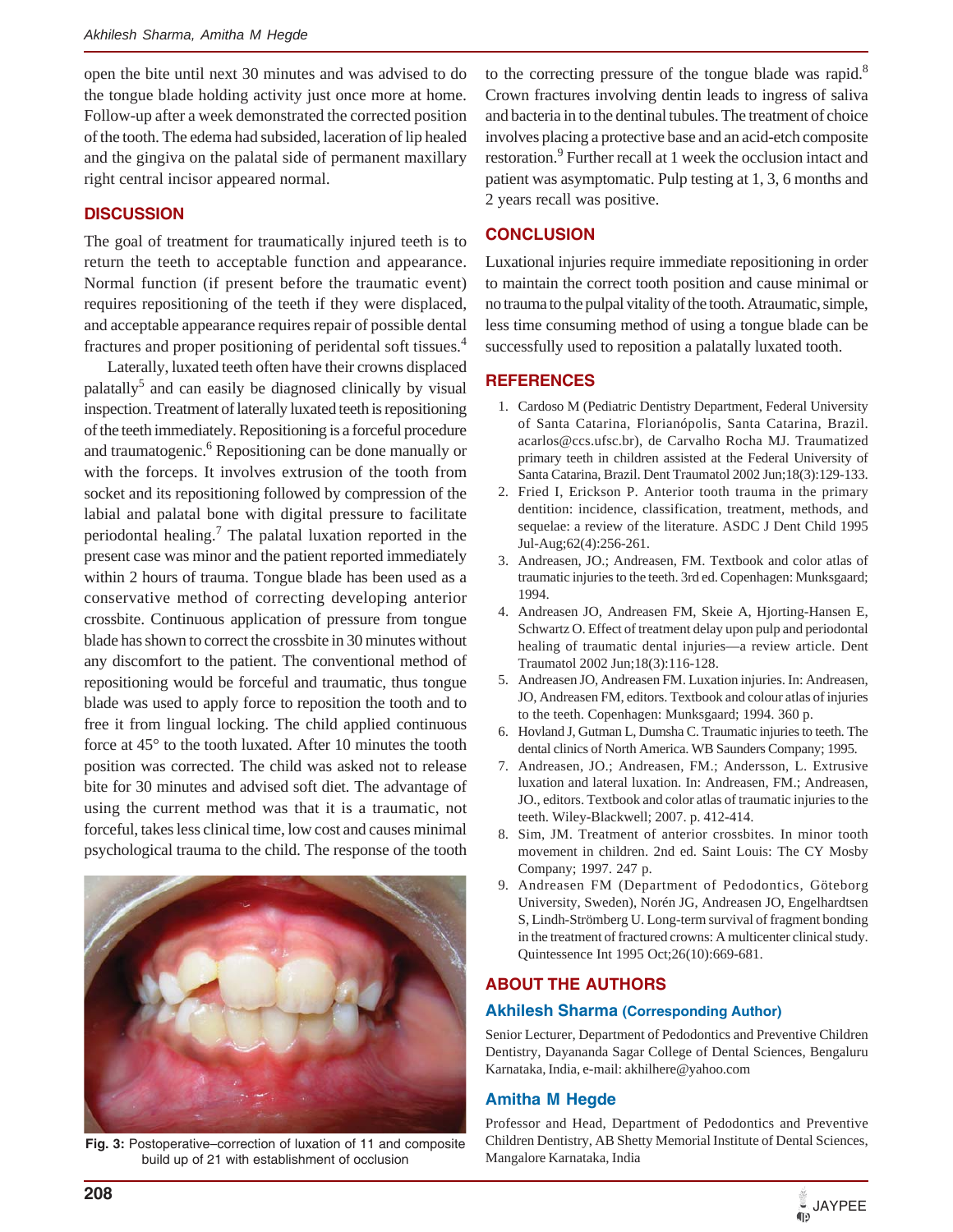open the bite until next 30 minutes and was advised to do the tongue blade holding activity just once more at home. Follow-up after a week demonstrated the corrected position of the tooth. The edema had subsided, laceration of lip healed and the gingiva on the palatal side of permanent maxillary right central incisor appeared normal.

## DISCUSSION

The goal of treatment for traumatically injured teeth is to return the teeth to acceptable function and appearance. Normal function (if present before the traumatic event) requires repositioning of the teeth if they were displaced, and acceptable appearance requires repair of possible dental fractures and proper positioning of peridental soft tissues.[4]

Laterally, luxated teeth often have their crowns displaced palatally[5] and can easily be diagnosed clinically by visual inspection. Treatment of laterally luxated teeth is repositioning of the teeth immediately. Repositioning is a forceful procedure and traumatogenic.[6] Repositioning can be done manually or with the forceps. It involves extrusion of the tooth from socket and its repositioning followed by compression of the labial and palatal bone with digital pressure to facilitate periodontal healing.[7] The palatal luxation reported in the present case was minor and the patient reported immediately within 2 hours of trauma. Tongue blade has been used as a conservative method of correcting developing anterior crossbite. Continuous application of pressure from tongue blade has shown to correct the crossbite in 30 minutes without any discomfort to the patient. The conventional method of repositioning would be forceful and traumatic, thus tongue blade was used to apply force to reposition the tooth and to free it from lingual locking. The child applied continuous force at 45° to the tooth luxated. After 10 minutes the tooth position was corrected. The child was asked not to release bite for 30 minutes and advised soft diet. The advantage of using the current method was that it is a traumatic, not forceful, takes less clinical time, low cost and causes minimal psychological trauma to the child. The response of the tooth to the correcting pressure of the tongue blade was rapid.[8] Crown fractures involving dentin leads to ingress of saliva and bacteria in to the dentinal tubules. The treatment of choice involves placing a protective base and an acid-etch composite restoration.[9] Further recall at 1 week the occlusion intact and patient was asymptomatic. Pulp testing at 1, 3, 6 months and 2 years recall was positive.

**Fig. 3:** Postoperative–correction of luxation of 11 and composite build up of 21 with establishment of occlusion

## CONCLUSION

Luxational injuries require immediate repositioning in order to maintain the correct tooth position and cause minimal or no trauma to the pulpal vitality of the tooth. Atraumatic, simple, less time consuming method of using a tongue blade can be successfully used to reposition a palatally luxated tooth.

## REFERENCES

1. Cardoso M (Pediatric Dentistry Department, Federal University of Santa Catarina, Florianópolis, Santa Catarina, Brazil. acarlos@ccs.ufsc.br), de Carvalho Rocha MJ. Traumatized primary teeth in children assisted at the Federal University of Santa Catarina, Brazil. Dent Traumatol 2002 Jun;18(3):129-133.
2. Fried I, Erickson P. Anterior tooth trauma in the primary dentition: incidence, classification, treatment, methods, and sequelae: a review of the literature. ASDC J Dent Child 1995 Jul-Aug;62(4):256-261.
3. Andreasen, JO.; Andreasen, FM. Textbook and color atlas of traumatic injuries to the teeth. 3rd ed. Copenhagen: Munksgaard; 1994.
4. Andreasen JO, Andreasen FM, Skeie A, Hjorting-Hansen E, Schwartz O. Effect of treatment delay upon pulp and periodontal healing of traumatic dental injuries—a review article. Dent Traumatol 2002 Jun;18(3):116-128.
5. Andreasen JO, Andreasen FM. Luxation injuries. In: Andreasen, JO, Andreasen FM, editors. Textbook and colour atlas of injuries to the teeth. Copenhagen: Munksgaard; 1994. 360 p.
6. Hovland J, Gutman L, Dumsha C. Traumatic injuries to teeth. The dental clinics of North America. WB Saunders Company; 1995.
7. Andreasen, JO.; Andreasen, FM.; Andersson, L. Extrusive luxation and lateral luxation. In: Andreasen, FM.; Andreasen, JO., editors. Textbook and color atlas of traumatic injuries to the teeth. Wiley-Blackwell; 2007. p. 412-414.
8. Sim, JM. Treatment of anterior crossbites. In minor tooth movement in children. 2nd ed. Saint Louis: The CY Mosby Company; 1997. 247 p.
9. Andreasen FM (Department of Pedodontics, Göteborg University, Sweden), Norén JG, Andreasen JO, Engelhardtsen S, Lindh-Strömberg U. Long-term survival of fragment bonding in the treatment of fractured crowns: A multicenter clinical study. Quintessence Int 1995 Oct;26(10):669-681.

## ABOUT THE AUTHORS

### Akhilesh Sharma (Corresponding Author)

Senior Lecturer, Department of Pedodontics and Preventive Children Dentistry, Dayananda Sagar College of Dental Sciences, Bengaluru Karnataka, India, e-mail: akhilhere@yahoo.com

### Amitha M Hegde

Professor and Head, Department of Pedodontics and Preventive Children Dentistry, AB Shetty Memorial Institute of Dental Sciences, Mangalore Karnataka, India